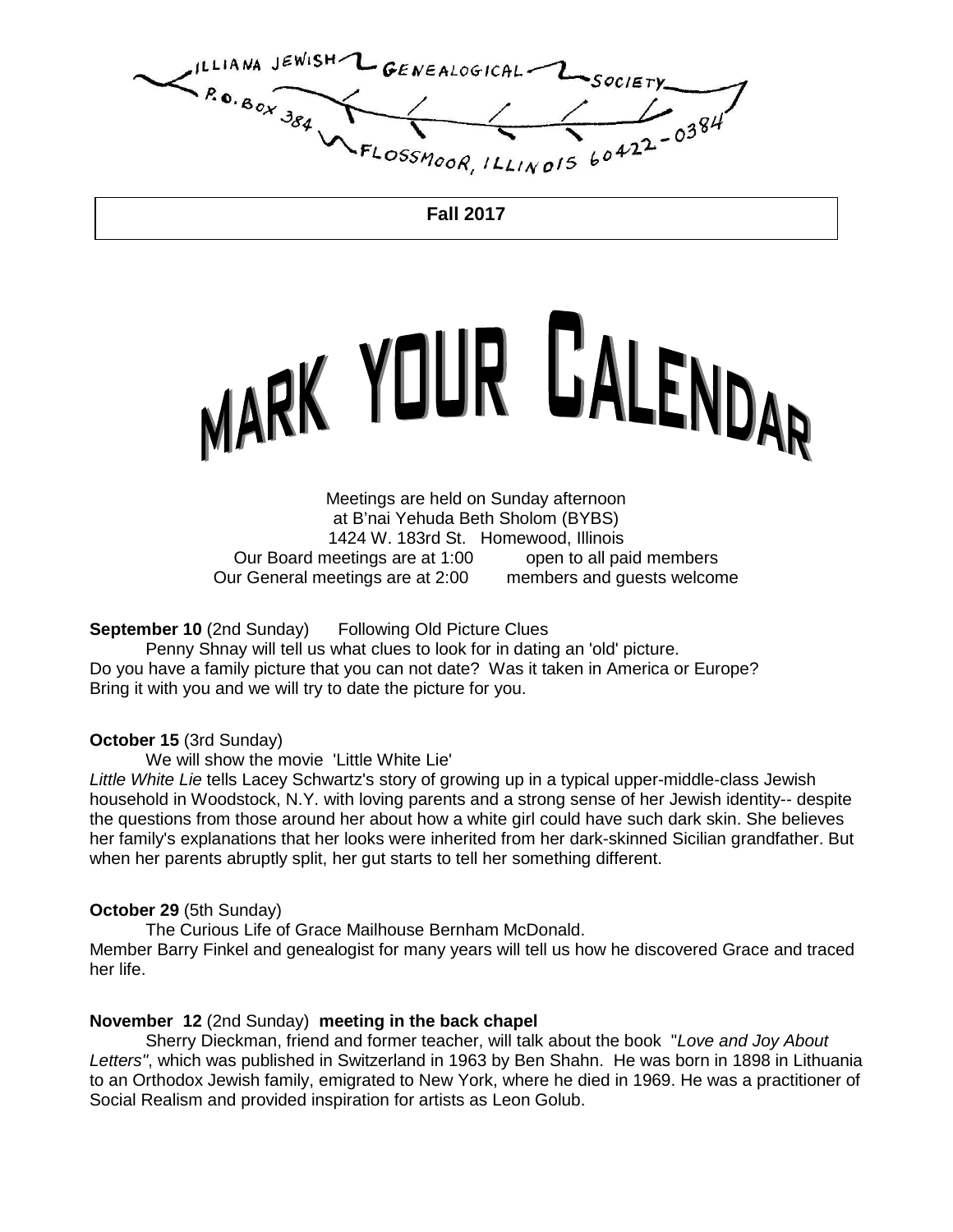ILLIANA JEWISH GENEALOGICAL SOCIETY
P.O. BOX 384
FLOSSMOOR, ILLINOIS 60422-0384

**Fall 2017**

# MARK YOUR CALENDAR

Meetings are held on Sunday afternoon
at B'nai Yehuda Beth Sholom (BYBS)
1424 W. 183rd St. Homewood, Illinois
Our Board meetings are at 1:00 open to all paid members
Our General meetings are at 2:00 members and guests welcome

**September 10** (2nd Sunday) Following Old Picture Clues

Penny Shnay will tell us what clues to look for in dating an 'old' picture. Do you have a family picture that you can not date? Was it taken in America or Europe? Bring it with you and we will try to date the picture for you.

**October 15** (3rd Sunday)

We will show the movie 'Little White Lie'

*Little White Lie* tells Lacey Schwartz's story of growing up in a typical upper-middle-class Jewish household in Woodstock, N.Y. with loving parents and a strong sense of her Jewish identity-- despite the questions from those around her about how a white girl could have such dark skin. She believes her family's explanations that her looks were inherited from her dark-skinned Sicilian grandfather. But when her parents abruptly split, her gut starts to tell her something different.

**October 29** (5th Sunday)

The Curious Life of Grace Mailhouse Bernham McDonald.

Member Barry Finkel and genealogist for many years will tell us how he discovered Grace and traced her life.

**November 12** (2nd Sunday) **meeting in the back chapel**

Sherry Dieckman, friend and former teacher, will talk about the book "*Love and Joy About Letters"*, which was published in Switzerland in 1963 by Ben Shahn. He was born in 1898 in Lithuania to an Orthodox Jewish family, emigrated to New York, where he died in 1969. He was a practitioner of Social Realism and provided inspiration for artists as Leon Golub.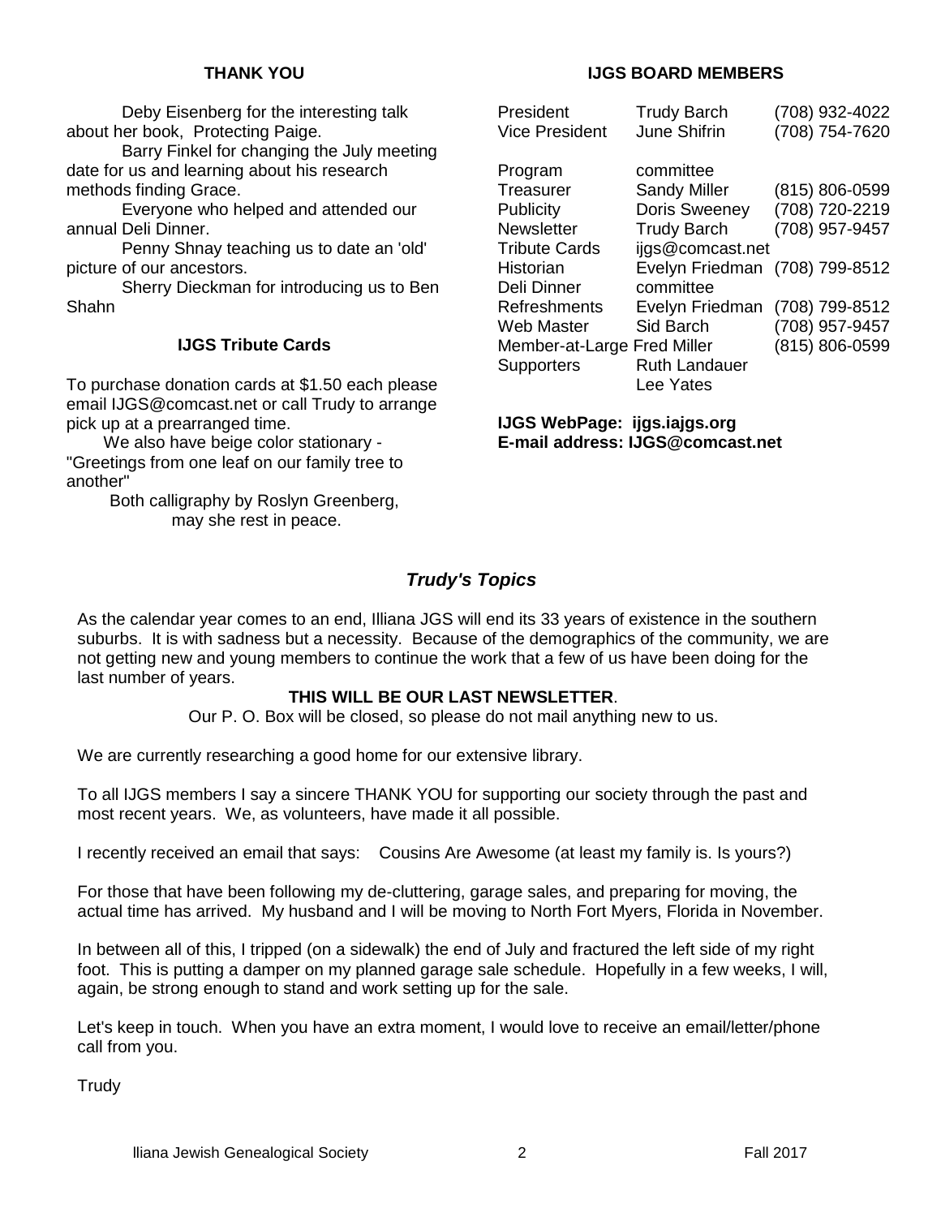## THANK YOU

Deby Eisenberg for the interesting talk about her book, Protecting Paige.

Barry Finkel for changing the July meeting date for us and learning about his research methods finding Grace.

Everyone who helped and attended our annual Deli Dinner.

Penny Shnay teaching us to date an 'old' picture of our ancestors.

Sherry Dieckman for introducing us to Ben Shahn

## IJGS Tribute Cards

To purchase donation cards at $1.50 each please email IJGS@comcast.net or call Trudy to arrange pick up at a prearranged time.

We also have beige color stationary - "Greetings from one leaf on our family tree to another"

Both calligraphy by Roslyn Greenberg, may she rest in peace.

## IJGS BOARD MEMBERS

| | | |
|---|---|---|
| President | Trudy Barch | (708) 932-4022 |
| Vice President | June Shifrin | (708) 754-7620 |
| | | |
| Program | committee | |
| Treasurer | Sandy Miller | (815) 806-0599 |
| Publicity | Doris Sweeney | (708) 720-2219 |
| Newsletter | Trudy Barch | (708) 957-9457 |
| Tribute Cards | ijgs@comcast.net | |
| Historian | Evelyn Friedman | (708) 799-8512 |
| Deli Dinner | committee | |
| Refreshments | Evelyn Friedman | (708) 799-8512 |
| Web Master | Sid Barch | (708) 957-9457 |
| Member-at-Large | Fred Miller | (815) 806-0599 |
| Supporters | Ruth Landauer | |
| | Lee Yates | |

**IJGS WebPage: ijgs.iajgs.org**
**E-mail address: IJGS@comcast.net**

## *Trudy's Topics*

As the calendar year comes to an end, Illiana JGS will end its 33 years of existence in the southern suburbs. It is with sadness but a necessity. Because of the demographics of the community, we are not getting new and young members to continue the work that a few of us have been doing for the last number of years.

**THIS WILL BE OUR LAST NEWSLETTER**.

Our P. O. Box will be closed, so please do not mail anything new to us.

We are currently researching a good home for our extensive library.

To all IJGS members I say a sincere THANK YOU for supporting our society through the past and most recent years. We, as volunteers, have made it all possible.

I recently received an email that says: Cousins Are Awesome (at least my family is. Is yours?)

For those that have been following my de-cluttering, garage sales, and preparing for moving, the actual time has arrived. My husband and I will be moving to North Fort Myers, Florida in November.

In between all of this, I tripped (on a sidewalk) the end of July and fractured the left side of my right foot. This is putting a damper on my planned garage sale schedule. Hopefully in a few weeks, I will, again, be strong enough to stand and work setting up for the sale.

Let's keep in touch. When you have an extra moment, I would love to receive an email/letter/phone call from you.

Trudy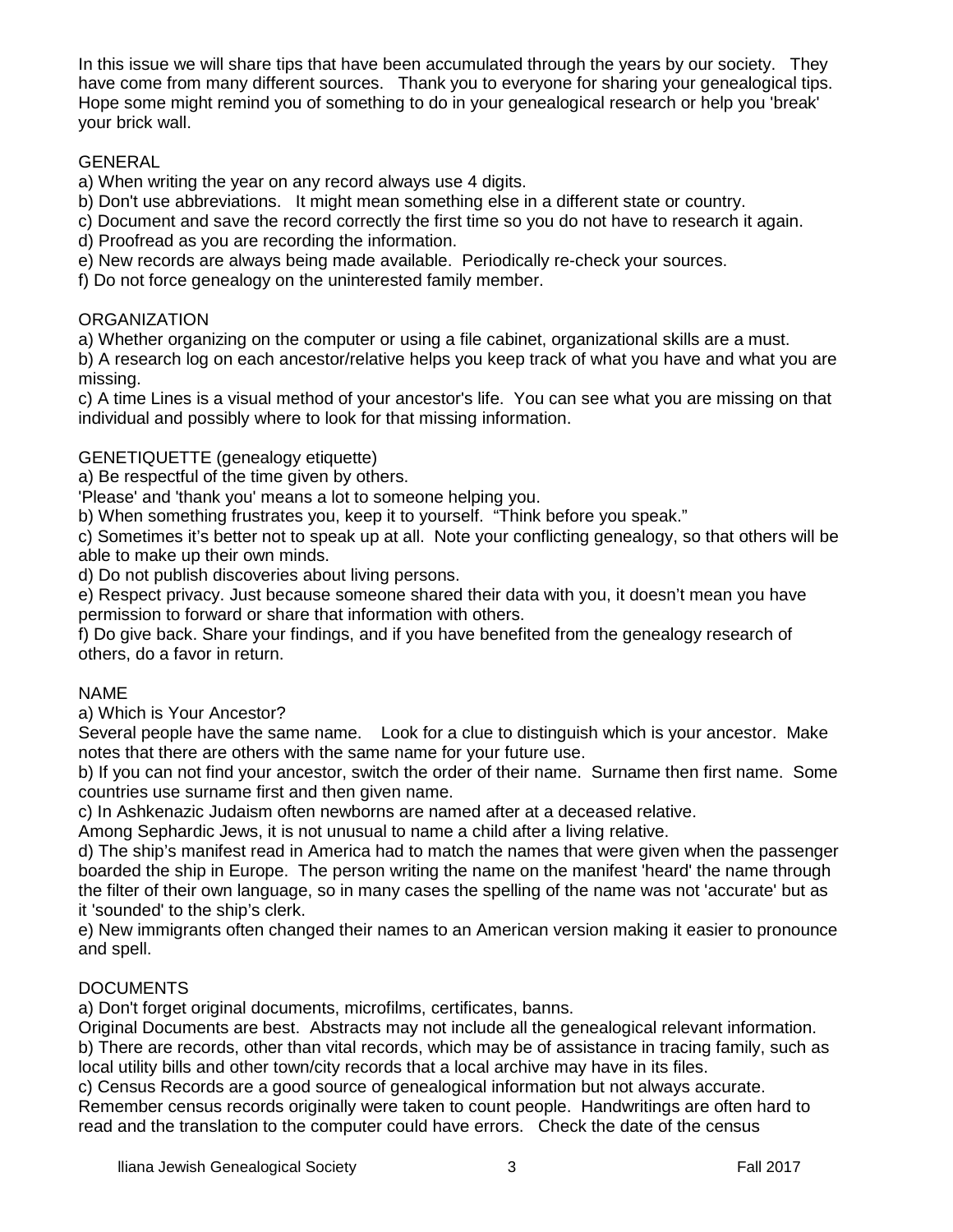In this issue we will share tips that have been accumulated through the years by our society. They have come from many different sources. Thank you to everyone for sharing your genealogical tips. Hope some might remind you of something to do in your genealogical research or help you 'break' your brick wall.

GENERAL

a) When writing the year on any record always use 4 digits.
b) Don't use abbreviations. It might mean something else in a different state or country.
c) Document and save the record correctly the first time so you do not have to research it again.
d) Proofread as you are recording the information.
e) New records are always being made available. Periodically re-check your sources.
f) Do not force genealogy on the uninterested family member.

ORGANIZATION

a) Whether organizing on the computer or using a file cabinet, organizational skills are a must.
b) A research log on each ancestor/relative helps you keep track of what you have and what you are missing.
c) A time Lines is a visual method of your ancestor's life. You can see what you are missing on that individual and possibly where to look for that missing information.

GENETIQUETTE (genealogy etiquette)

a) Be respectful of the time given by others.
'Please' and 'thank you' means a lot to someone helping you.
b) When something frustrates you, keep it to yourself. "Think before you speak."
c) Sometimes it's better not to speak up at all. Note your conflicting genealogy, so that others will be able to make up their own minds.
d) Do not publish discoveries about living persons.
e) Respect privacy. Just because someone shared their data with you, it doesn't mean you have permission to forward or share that information with others.
f) Do give back. Share your findings, and if you have benefited from the genealogy research of others, do a favor in return.

NAME

a) Which is Your Ancestor?
Several people have the same name. Look for a clue to distinguish which is your ancestor. Make notes that there are others with the same name for your future use.
b) If you can not find your ancestor, switch the order of their name. Surname then first name. Some countries use surname first and then given name.
c) In Ashkenazic Judaism often newborns are named after at a deceased relative.
Among Sephardic Jews, it is not unusual to name a child after a living relative.
d) The ship's manifest read in America had to match the names that were given when the passenger boarded the ship in Europe. The person writing the name on the manifest 'heard' the name through the filter of their own language, so in many cases the spelling of the name was not 'accurate' but as it 'sounded' to the ship's clerk.
e) New immigrants often changed their names to an American version making it easier to pronounce and spell.

DOCUMENTS

a) Don't forget original documents, microfilms, certificates, banns.
Original Documents are best. Abstracts may not include all the genealogical relevant information.
b) There are records, other than vital records, which may be of assistance in tracing family, such as local utility bills and other town/city records that a local archive may have in its files.
c) Census Records are a good source of genealogical information but not always accurate.
Remember census records originally were taken to count people. Handwritings are often hard to read and the translation to the computer could have errors. Check the date of the census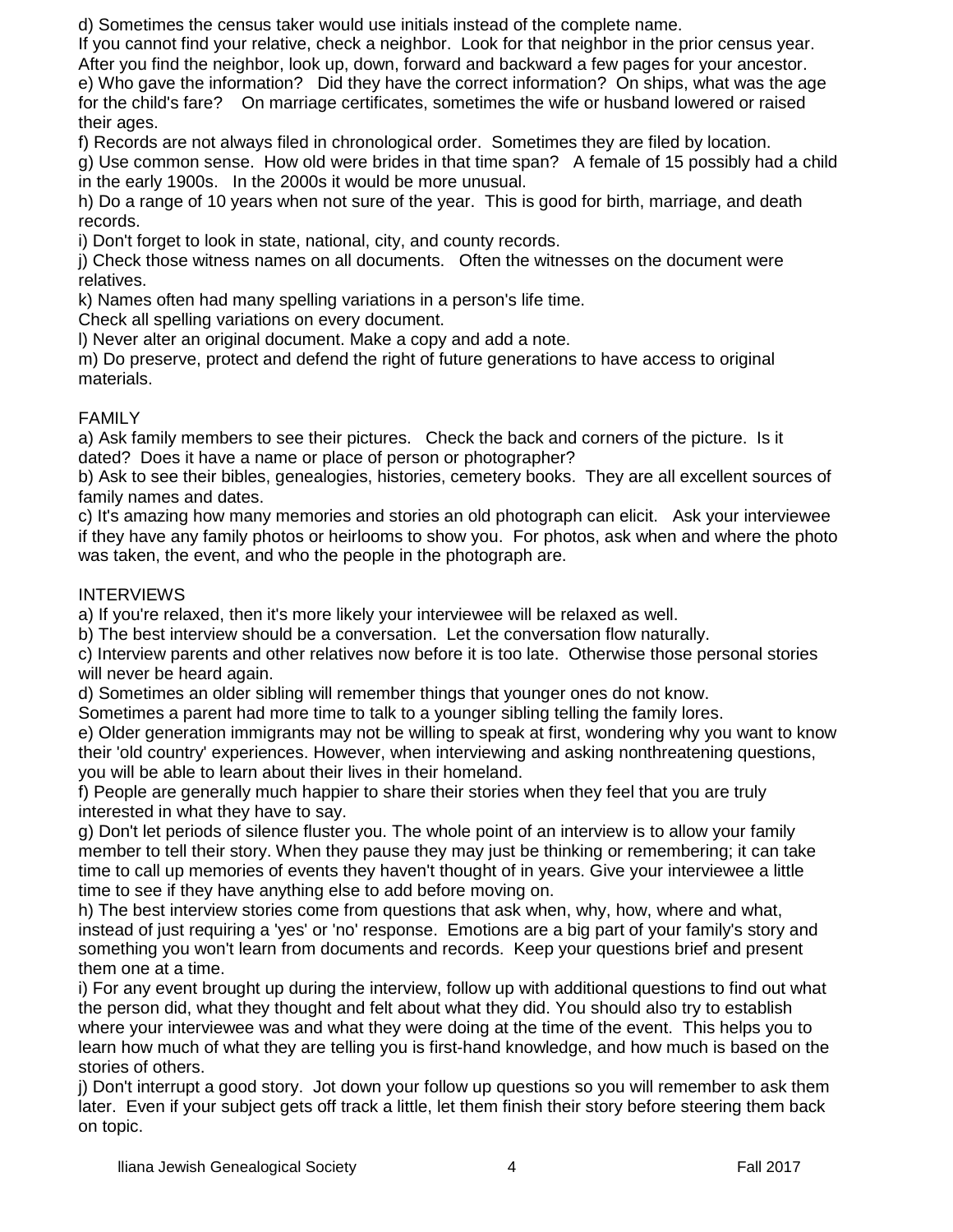d) Sometimes the census taker would use initials instead of the complete name.
If you cannot find your relative, check a neighbor. Look for that neighbor in the prior census year. After you find the neighbor, look up, down, forward and backward a few pages for your ancestor.
e) Who gave the information? Did they have the correct information? On ships, what was the age for the child's fare? On marriage certificates, sometimes the wife or husband lowered or raised their ages.
f) Records are not always filed in chronological order. Sometimes they are filed by location.
g) Use common sense. How old were brides in that time span? A female of 15 possibly had a child in the early 1900s. In the 2000s it would be more unusual.
h) Do a range of 10 years when not sure of the year. This is good for birth, marriage, and death records.
i) Don't forget to look in state, national, city, and county records.
j) Check those witness names on all documents. Often the witnesses on the document were relatives.
k) Names often had many spelling variations in a person's life time.
Check all spelling variations on every document.
l) Never alter an original document. Make a copy and add a note.
m) Do preserve, protect and defend the right of future generations to have access to original materials.

FAMILY

a) Ask family members to see their pictures. Check the back and corners of the picture. Is it dated? Does it have a name or place of person or photographer?
b) Ask to see their bibles, genealogies, histories, cemetery books. They are all excellent sources of family names and dates.
c) It's amazing how many memories and stories an old photograph can elicit. Ask your interviewee if they have any family photos or heirlooms to show you. For photos, ask when and where the photo was taken, the event, and who the people in the photograph are.

INTERVIEWS

a) If you're relaxed, then it's more likely your interviewee will be relaxed as well.
b) The best interview should be a conversation. Let the conversation flow naturally.
c) Interview parents and other relatives now before it is too late. Otherwise those personal stories will never be heard again.
d) Sometimes an older sibling will remember things that younger ones do not know.
Sometimes a parent had more time to talk to a younger sibling telling the family lores.
e) Older generation immigrants may not be willing to speak at first, wondering why you want to know their 'old country' experiences. However, when interviewing and asking nonthreatening questions, you will be able to learn about their lives in their homeland.
f) People are generally much happier to share their stories when they feel that you are truly interested in what they have to say.
g) Don't let periods of silence fluster you. The whole point of an interview is to allow your family member to tell their story. When they pause they may just be thinking or remembering; it can take time to call up memories of events they haven't thought of in years. Give your interviewee a little time to see if they have anything else to add before moving on.
h) The best interview stories come from questions that ask when, why, how, where and what, instead of just requiring a 'yes' or 'no' response. Emotions are a big part of your family's story and something you won't learn from documents and records. Keep your questions brief and present them one at a time.
i) For any event brought up during the interview, follow up with additional questions to find out what the person did, what they thought and felt about what they did. You should also try to establish where your interviewee was and what they were doing at the time of the event. This helps you to learn how much of what they are telling you is first-hand knowledge, and how much is based on the stories of others.
j) Don't interrupt a good story. Jot down your follow up questions so you will remember to ask them later. Even if your subject gets off track a little, let them finish their story before steering them back on topic.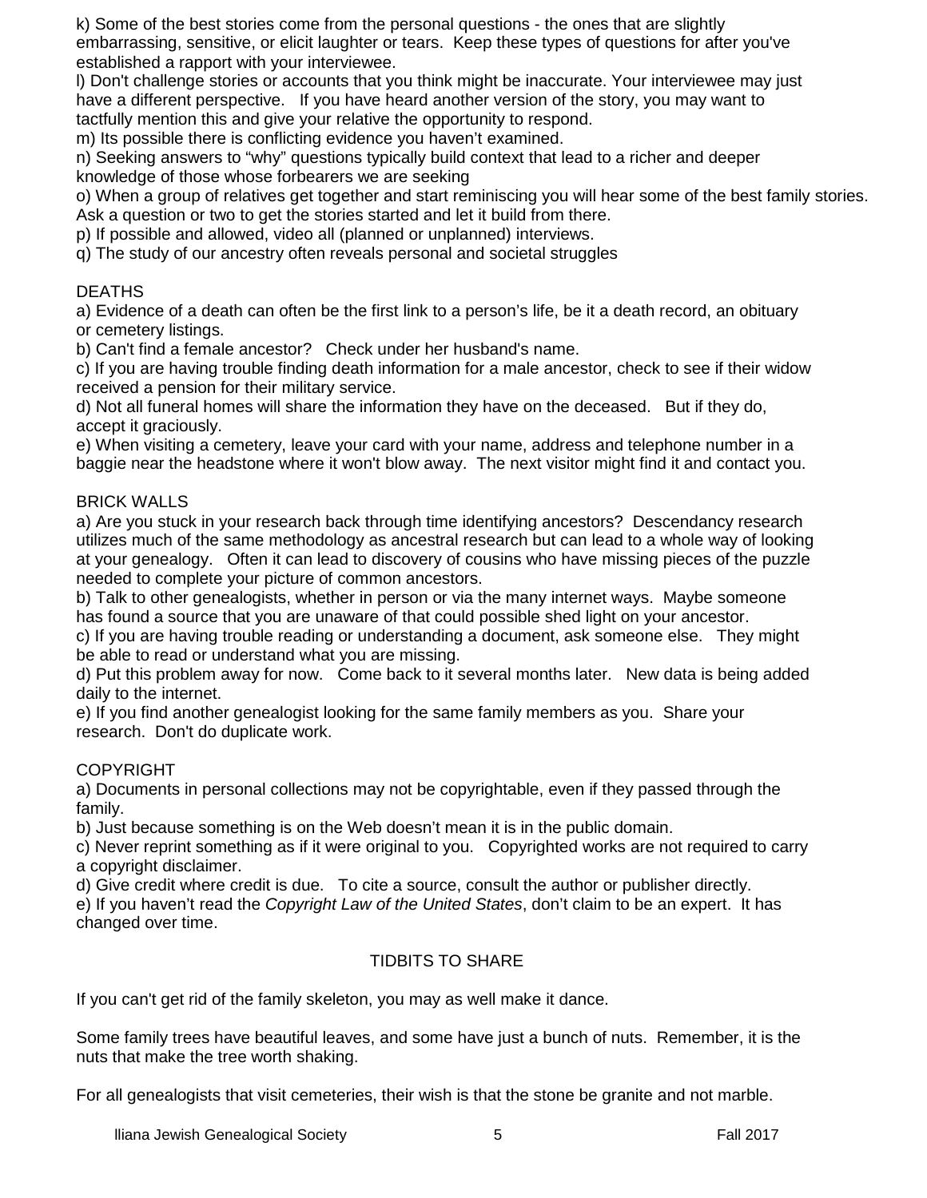k) Some of the best stories come from the personal questions - the ones that are slightly embarrassing, sensitive, or elicit laughter or tears. Keep these types of questions for after you've established a rapport with your interviewee.

l) Don't challenge stories or accounts that you think might be inaccurate. Your interviewee may just have a different perspective. If you have heard another version of the story, you may want to tactfully mention this and give your relative the opportunity to respond.

m) Its possible there is conflicting evidence you haven't examined.

n) Seeking answers to "why" questions typically build context that lead to a richer and deeper knowledge of those whose forbearers we are seeking

o) When a group of relatives get together and start reminiscing you will hear some of the best family stories. Ask a question or two to get the stories started and let it build from there.

p) If possible and allowed, video all (planned or unplanned) interviews.

q) The study of our ancestry often reveals personal and societal struggles

## DEATHS

a) Evidence of a death can often be the first link to a person's life, be it a death record, an obituary or cemetery listings.

b) Can't find a female ancestor? Check under her husband's name.

c) If you are having trouble finding death information for a male ancestor, check to see if their widow received a pension for their military service.

d) Not all funeral homes will share the information they have on the deceased. But if they do, accept it graciously.

e) When visiting a cemetery, leave your card with your name, address and telephone number in a baggie near the headstone where it won't blow away. The next visitor might find it and contact you.

## BRICK WALLS

a) Are you stuck in your research back through time identifying ancestors? Descendancy research utilizes much of the same methodology as ancestral research but can lead to a whole way of looking at your genealogy. Often it can lead to discovery of cousins who have missing pieces of the puzzle needed to complete your picture of common ancestors.

b) Talk to other genealogists, whether in person or via the many internet ways. Maybe someone has found a source that you are unaware of that could possible shed light on your ancestor.

c) If you are having trouble reading or understanding a document, ask someone else. They might be able to read or understand what you are missing.

d) Put this problem away for now. Come back to it several months later. New data is being added daily to the internet.

e) If you find another genealogist looking for the same family members as you. Share your research. Don't do duplicate work.

## COPYRIGHT

a) Documents in personal collections may not be copyrightable, even if they passed through the family.

b) Just because something is on the Web doesn't mean it is in the public domain.

c) Never reprint something as if it were original to you. Copyrighted works are not required to carry a copyright disclaimer.

d) Give credit where credit is due. To cite a source, consult the author or publisher directly.

e) If you haven't read the *Copyright Law of the United States*, don't claim to be an expert. It has changed over time.

## TIDBITS TO SHARE

If you can't get rid of the family skeleton, you may as well make it dance.

Some family trees have beautiful leaves, and some have just a bunch of nuts. Remember, it is the nuts that make the tree worth shaking.

For all genealogists that visit cemeteries, their wish is that the stone be granite and not marble.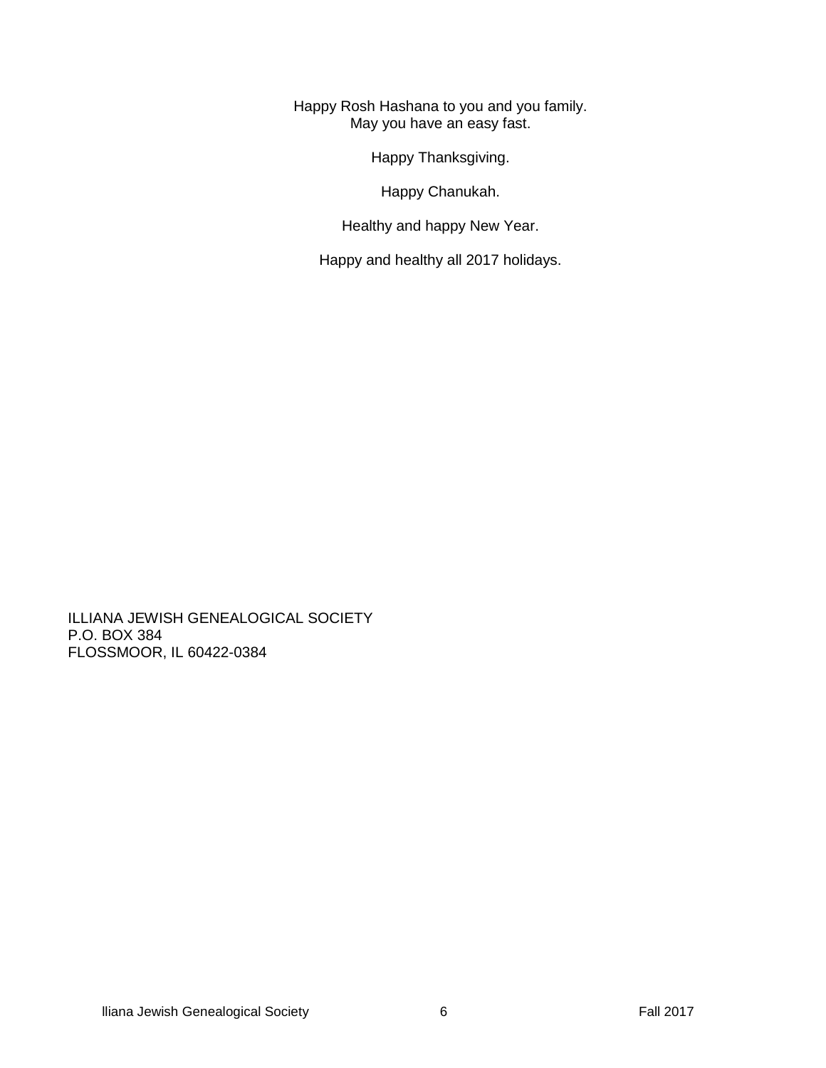Happy Rosh Hashana to you and you family.
May you have an easy fast.

Happy Thanksgiving.

Happy Chanukah.

Healthy and happy New Year.

Happy and healthy all 2017 holidays.

ILLIANA JEWISH GENEALOGICAL SOCIETY
P.O. BOX 384
FLOSSMOOR, IL 60422-0384